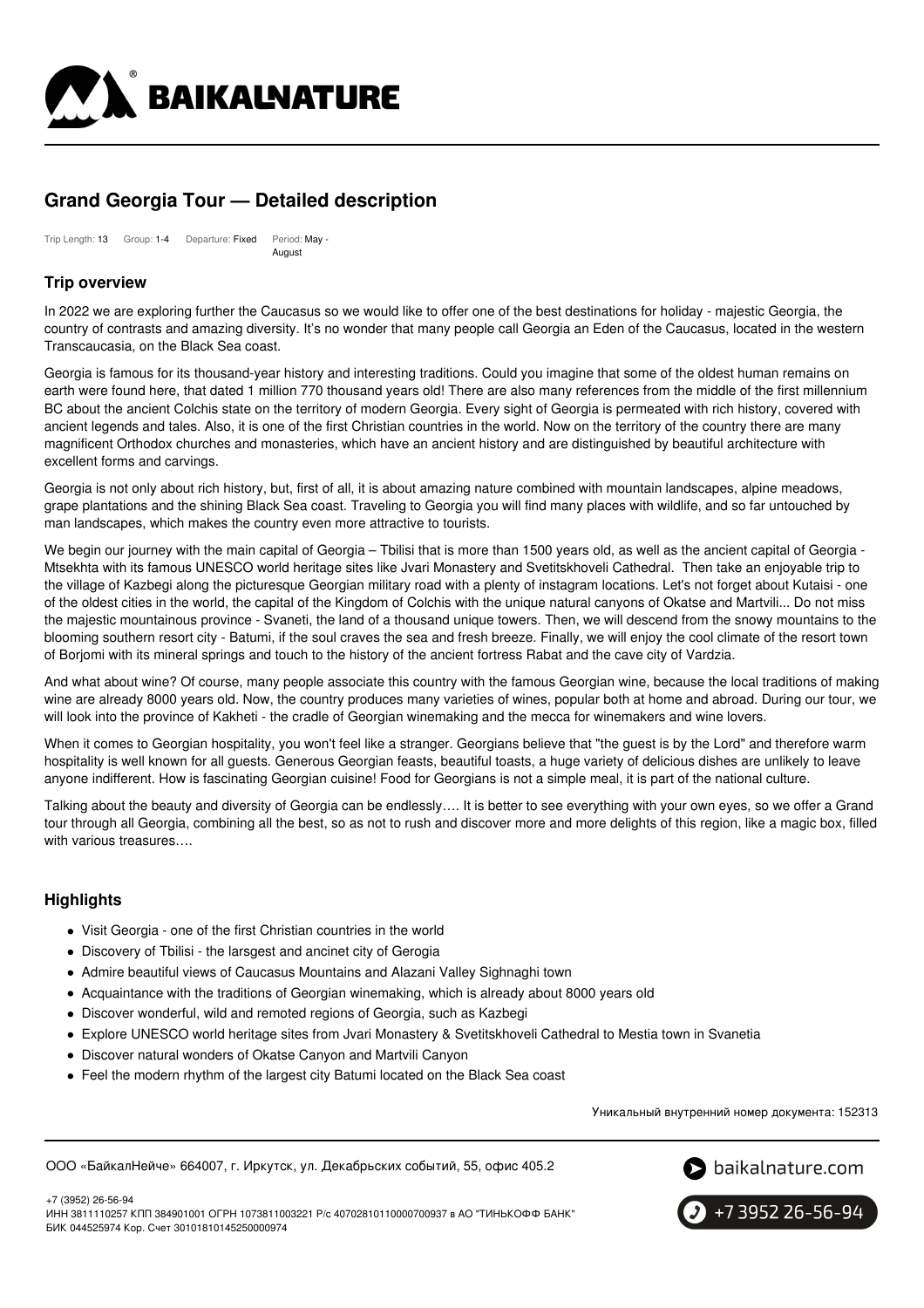# Grand Georgia Tour — Detailed description

Trip Length: 13 Group: 1-4 Departure: Fixed Period: May - August

## Trip overview

In 2022 we are exploring further the Caucasus so we would like to offer one of the best destinations for holiday - majestic Georgia, the country of contrasts and amazing diversity. It's no wonder that many people call Georgia an Eden of the Caucasus, located in the western Transcaucasia, on the Black Sea coast.

Georgia is famous for its thousand-year history and interesting traditions. Could you imagine that some of the oldest human remains on earth were found here, that dated 1 million 770 thousand years old! There are also many references from the middle of the first millennium BC about the ancient Colchis state on the territory of modern Georgia. Every sight of Georgia is permeated with rich history, covered with ancient legends and tales. Also, it is one of the first Christian countries in the world. Now on the territory of the country there are many magnificent Orthodox churches and monasteries, which have an ancient history and are distinguished by beautiful architecture with excellent forms and carvings.

Georgia is not only about rich history, but, first of all, it is about amazing nature combined with mountain landscapes, alpine meadows, grape plantations and the shining Black Sea coast. Traveling to Georgia you will find many places with wildlife, and so far untouched by man landscapes, which makes the country even more attractive to tourists.

We begin our journey with the main capital of Georgia – Tbilisi that is more than 1500 years old, as well as the ancient capital of Georgia - Mtsekhta with its famous UNESCO world heritage sites like Jvari Monastery and Svetitskhoveli Cathedral. Then take an enjoyable trip to the village of Kazbegi along the picturesque Georgian military road with a plenty of instagram locations. Let's not forget about Kutaisi - one of the oldest cities in the world, the capital of the Kingdom of Colchis with the unique natural canyons of Okatse and Martvili... Do not miss the majestic mountainous province - Svaneti, the land of a thousand unique towers. Then, we will descend from the snowy mountains to the blooming southern resort city - Batumi, if the soul craves the sea and fresh breeze. Finally, we will enjoy the cool climate of the resort town of Borjomi with its mineral springs and touch to the history of the ancient fortress Rabat and the cave city of Vardzia.

And what about wine? Of course, many people associate this country with the famous Georgian wine, because the local traditions of making wine are already 8000 years old. Now, the country produces many varieties of wines, popular both at home and abroad. During our tour, we will look into the province of Kakheti - the cradle of Georgian winemaking and the mecca for winemakers and wine lovers.

When it comes to Georgian hospitality, you won't feel like a stranger. Georgians believe that "the guest is by the Lord" and therefore warm hospitality is well known for all guests. Generous Georgian feasts, beautiful toasts, a huge variety of delicious dishes are unlikely to leave anyone indifferent. How is fascinating Georgian cuisine! Food for Georgians is not a simple meal, it is part of the national culture.

Talking about the beauty and diversity of Georgia can be endlessly…. It is better to see everything with your own eyes, so we offer a Grand tour through all Georgia, combining all the best, so as not to rush and discover more and more delights of this region, like a magic box, filled with various treasures….

## Highlights

- Visit Georgia - one of the first Christian countries in the world
- Discovery of Tbilisi - the larsgest and ancinet city of Gerogia
- Admire beautiful views of Caucasus Mountains and Alazani Valley Sighnaghi town
- Acquaintance with the traditions of Georgian winemaking, which is already about 8000 years old
- Discover wonderful, wild and remoted regions of Georgia, such as Kazbegi
- Explore UNESCO world heritage sites from Jvari Monastery & Svetitskhoveli Cathedral to Mestia town in Svanetia
- Discover natural wonders of Okatse Canyon and Martvili Canyon
- Feel the modern rhythm of the largest city Batumi located on the Black Sea coast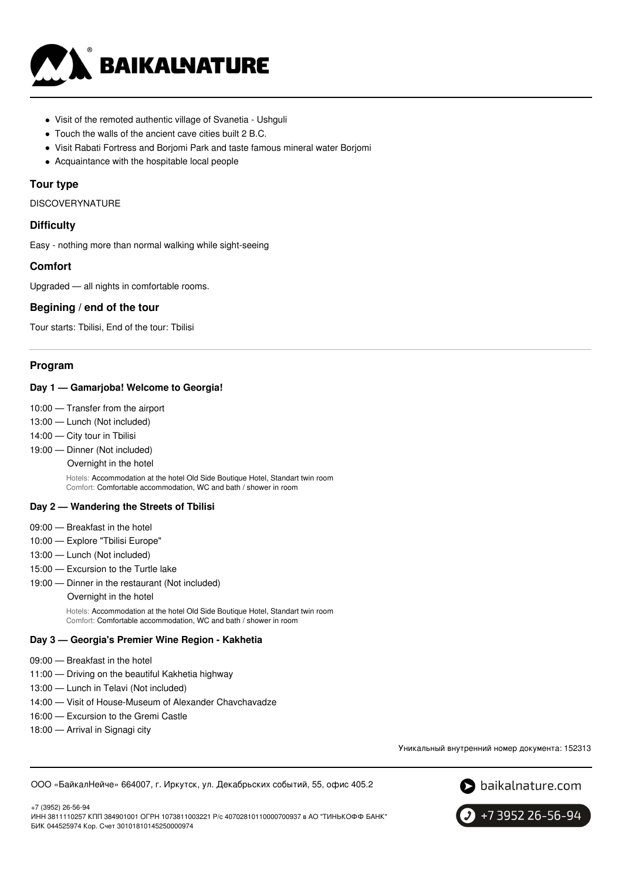- Visit of the remoted authentic village of Svanetia - Ushguli
- Touch the walls of the ancient cave cities built 2 B.C.
- Visit Rabati Fortress and Borjomi Park and taste famous mineral water Borjomi
- Acquaintance with the hospitable local people

### Tour type

DISCOVERYNATURE

### Difficulty

Easy - nothing more than normal walking while sight-seeing

### Comfort

Upgraded — all nights in comfortable rooms.

### Begining / end of the tour

Tour starts: Tbilisi, End of the tour: Tbilisi

---

### Program

#### Day 1 — Gamarjoba! Welcome to Georgia!

10:00 — Transfer from the airport
13:00 — Lunch (Not included)
14:00 — City tour in Tbilisi
19:00 — Dinner (Not included)
Overnight in the hotel

Hotels: Accommodation at the hotel Old Side Boutique Hotel, Standart twin room
Comfort: Comfortable accommodation, WC and bath / shower in room

#### Day 2 — Wandering the Streets of Tbilisi

09:00 — Breakfast in the hotel
10:00 — Explore "Tbilisi Europe"
13:00 — Lunch (Not included)
15:00 — Excursion to the Turtle lake
19:00 — Dinner in the restaurant (Not included)
Overnight in the hotel

Hotels: Accommodation at the hotel Old Side Boutique Hotel, Standart twin room
Comfort: Comfortable accommodation, WC and bath / shower in room

#### Day 3 — Georgia's Premier Wine Region - Kakhetia

09:00 — Breakfast in the hotel
11:00 — Driving on the beautiful Kakhetia highway
13:00 — Lunch in Telavi (Not included)
14:00 — Visit of House-Museum of Alexander Chavchavadze
16:00 — Excursion to the Gremi Castle
18:00 — Arrival in Signagi city

Уникальный внутренний номер документа: 152313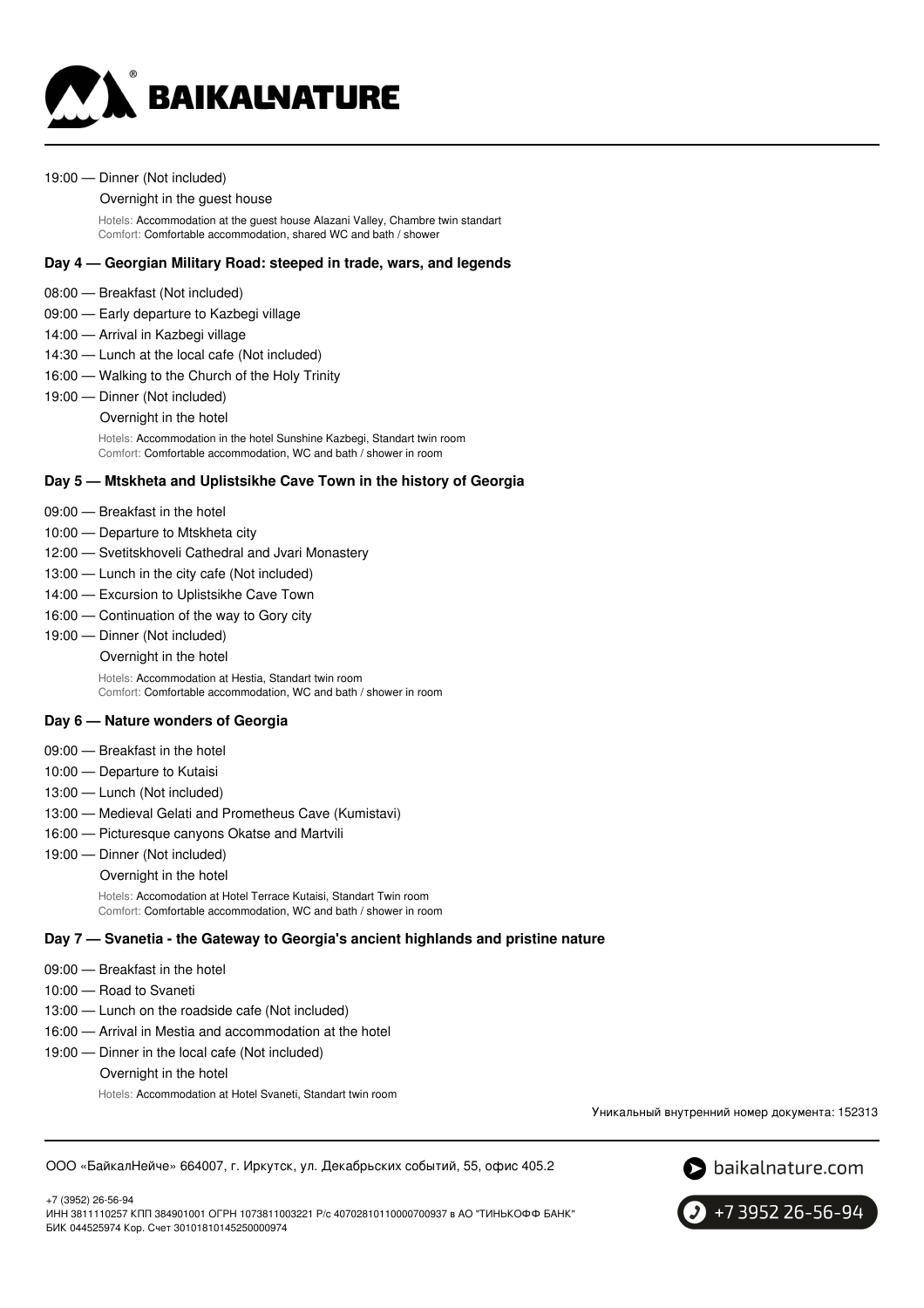19:00 — Dinner (Not included)

Overnight in the guest house

Hotels: Accommodation at the guest house Alazani Valley, Chambre twin standart
Comfort: Comfortable accommodation, shared WC and bath / shower

### Day 4 — Georgian Military Road: steeped in trade, wars, and legends

08:00 — Breakfast (Not included)
09:00 — Early departure to Kazbegi village
14:00 — Arrival in Kazbegi village
14:30 — Lunch at the local cafe (Not included)
16:00 — Walking to the Church of the Holy Trinity
19:00 — Dinner (Not included)

Overnight in the hotel

Hotels: Accommodation in the hotel Sunshine Kazbegi, Standart twin room
Comfort: Comfortable accommodation, WC and bath / shower in room

### Day 5 — Mtskheta and Uplistsikhe Cave Town in the history of Georgia

09:00 — Breakfast in the hotel
10:00 — Departure to Mtskheta city
12:00 — Svetitskhoveli Cathedral and Jvari Monastery
13:00 — Lunch in the city cafe (Not included)
14:00 — Excursion to Uplistsikhe Cave Town
16:00 — Continuation of the way to Gory city
19:00 — Dinner (Not included)

Overnight in the hotel

Hotels: Accommodation at Hestia, Standart twin room
Comfort: Comfortable accommodation, WC and bath / shower in room

### Day 6 — Nature wonders of Georgia

09:00 — Breakfast in the hotel
10:00 — Departure to Kutaisi
13:00 — Lunch (Not included)
13:00 — Medieval Gelati and Prometheus Cave (Kumistavi)
16:00 — Picturesque canyons Okatse and Martvili
19:00 — Dinner (Not included)

Overnight in the hotel

Hotels: Accomodation at Hotel Terrace Kutaisi, Standart Twin room
Comfort: Comfortable accommodation, WC and bath / shower in room

### Day 7 — Svanetia - the Gateway to Georgia's ancient highlands and pristine nature

09:00 — Breakfast in the hotel
10:00 — Road to Svaneti
13:00 — Lunch on the roadside cafe (Not included)
16:00 — Arrival in Mestia and accommodation at the hotel
19:00 — Dinner in the local cafe (Not included)

Overnight in the hotel

Hotels: Accommodation at Hotel Svaneti, Standart twin room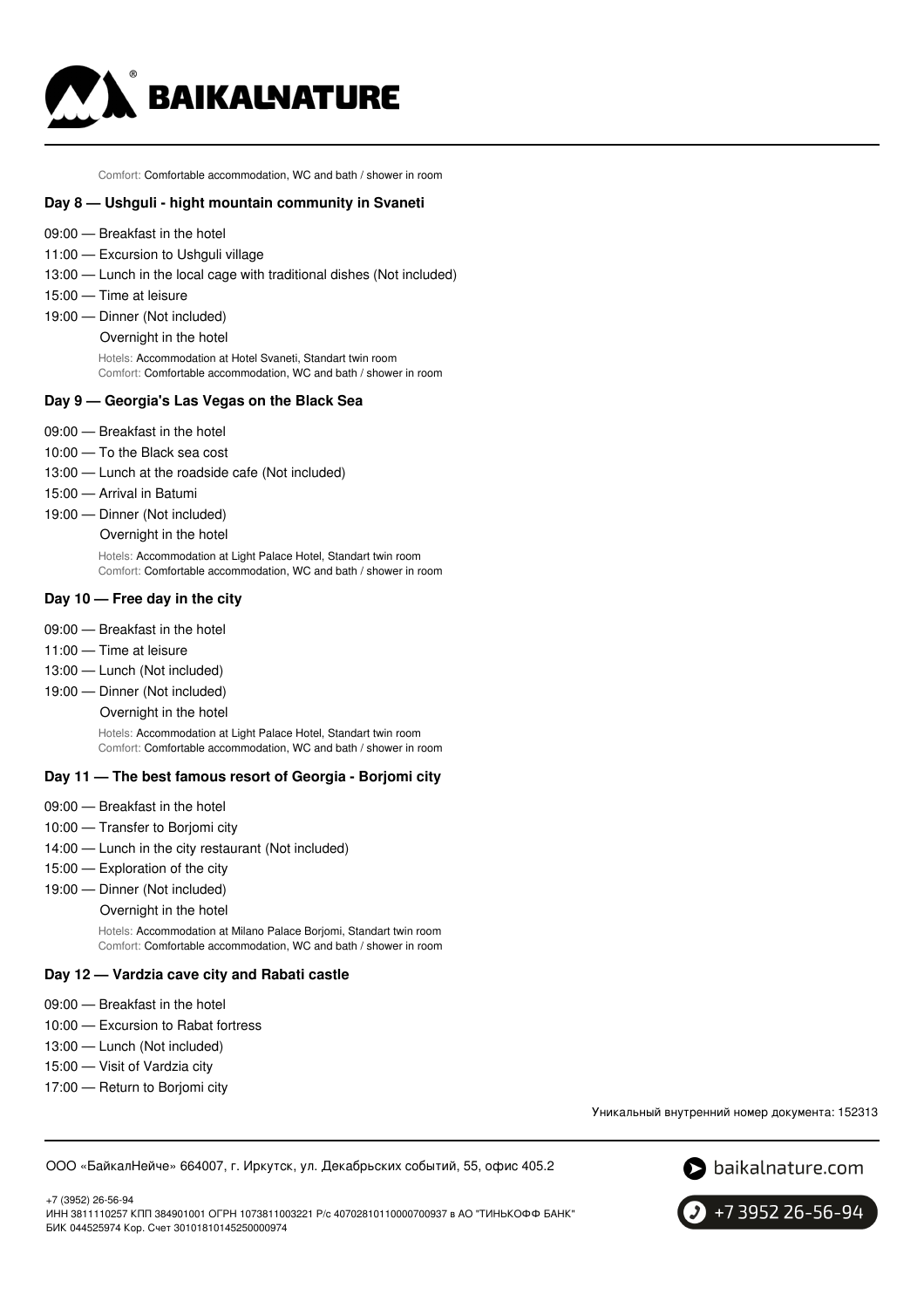Comfort: Comfortable accommodation, WC and bath / shower in room

### Day 8 — Ushguli - hight mountain community in Svaneti

09:00 — Breakfast in the hotel
11:00 — Excursion to Ushguli village
13:00 — Lunch in the local cage with traditional dishes (Not included)
15:00 — Time at leisure
19:00 — Dinner (Not included)
Overnight in the hotel

Hotels: Accommodation at Hotel Svaneti, Standart twin room
Comfort: Comfortable accommodation, WC and bath / shower in room

### Day 9 — Georgia's Las Vegas on the Black Sea

09:00 — Breakfast in the hotel
10:00 — To the Black sea cost
13:00 — Lunch at the roadside cafe (Not included)
15:00 — Arrival in Batumi
19:00 — Dinner (Not included)
Overnight in the hotel

Hotels: Accommodation at Light Palace Hotel, Standart twin room
Comfort: Comfortable accommodation, WC and bath / shower in room

### Day 10 — Free day in the city

09:00 — Breakfast in the hotel
11:00 — Time at leisure
13:00 — Lunch (Not included)
19:00 — Dinner (Not included)
Overnight in the hotel

Hotels: Accommodation at Light Palace Hotel, Standart twin room
Comfort: Comfortable accommodation, WC and bath / shower in room

### Day 11 — The best famous resort of Georgia - Borjomi city

09:00 — Breakfast in the hotel
10:00 — Transfer to Borjomi city
14:00 — Lunch in the city restaurant (Not included)
15:00 — Exploration of the city
19:00 — Dinner (Not included)
Overnight in the hotel

Hotels: Accommodation at Milano Palace Borjomi, Standart twin room
Comfort: Comfortable accommodation, WC and bath / shower in room

### Day 12 — Vardzia cave city and Rabati castle

09:00 — Breakfast in the hotel
10:00 — Excursion to Rabat fortress
13:00 — Lunch (Not included)
15:00 — Visit of Vardzia city
17:00 — Return to Borjomi city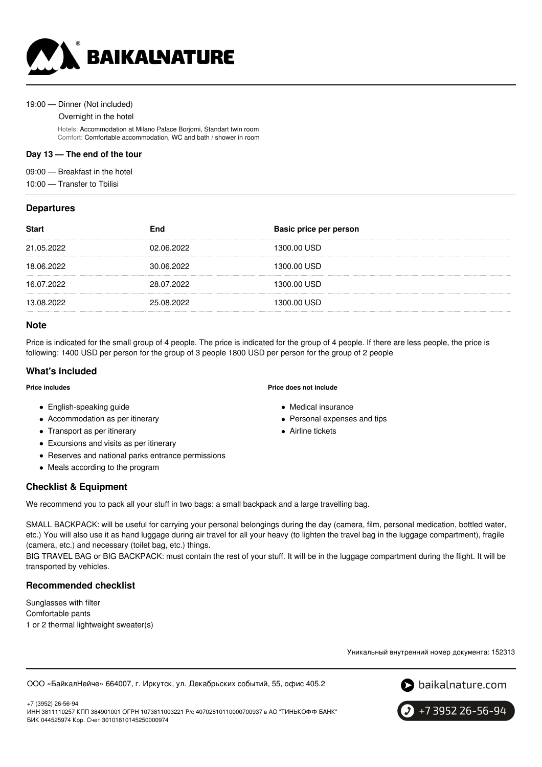19:00 — Dinner (Not included)

Overnight in the hotel

Hotels: Accommodation at Milano Palace Borjomi, Standart twin room
Comfort: Comfortable accommodation, WC and bath / shower in room

**Day 13 — The end of the tour**

09:00 — Breakfast in the hotel

10:00 — Transfer to Tbilisi

## Departures

| Start | End | Basic price per person |
| --- | --- | --- |
| 21.05.2022 | 02.06.2022 | 1300.00 USD |
| 18.06.2022 | 30.06.2022 | 1300.00 USD |
| 16.07.2022 | 28.07.2022 | 1300.00 USD |
| 13.08.2022 | 25.08.2022 | 1300.00 USD |

## Note

Price is indicated for the small group of 4 people. The price is indicated for the group of 4 people. If there are less people, the price is following: 1400 USD per person for the group of 3 people 1800 USD per person for the group of 2 people

## What's included

**Price includes**

- English-speaking guide
- Accommodation as per itinerary
- Transport as per itinerary
- Excursions and visits as per itinerary
- Reserves and national parks entrance permissions
- Meals according to the program

**Price does not include**

- Medical insurance
- Personal expenses and tips
- Airline tickets

## Checklist & Equipment

We recommend you to pack all your stuff in two bags: a small backpack and a large travelling bag.

SMALL BACKPACK: will be useful for carrying your personal belongings during the day (camera, film, personal medication, bottled water, etc.) You will also use it as hand luggage during air travel for all your heavy (to lighten the travel bag in the luggage compartment), fragile (camera, etc.) and necessary (toilet bag, etc.) things.
BIG TRAVEL BAG or BIG BACKPACK: must contain the rest of your stuff. It will be in the luggage compartment during the flight. It will be transported by vehicles.

## Recommended checklist

Sunglasses with filter
Comfortable pants
1 or 2 thermal lightweight sweater(s)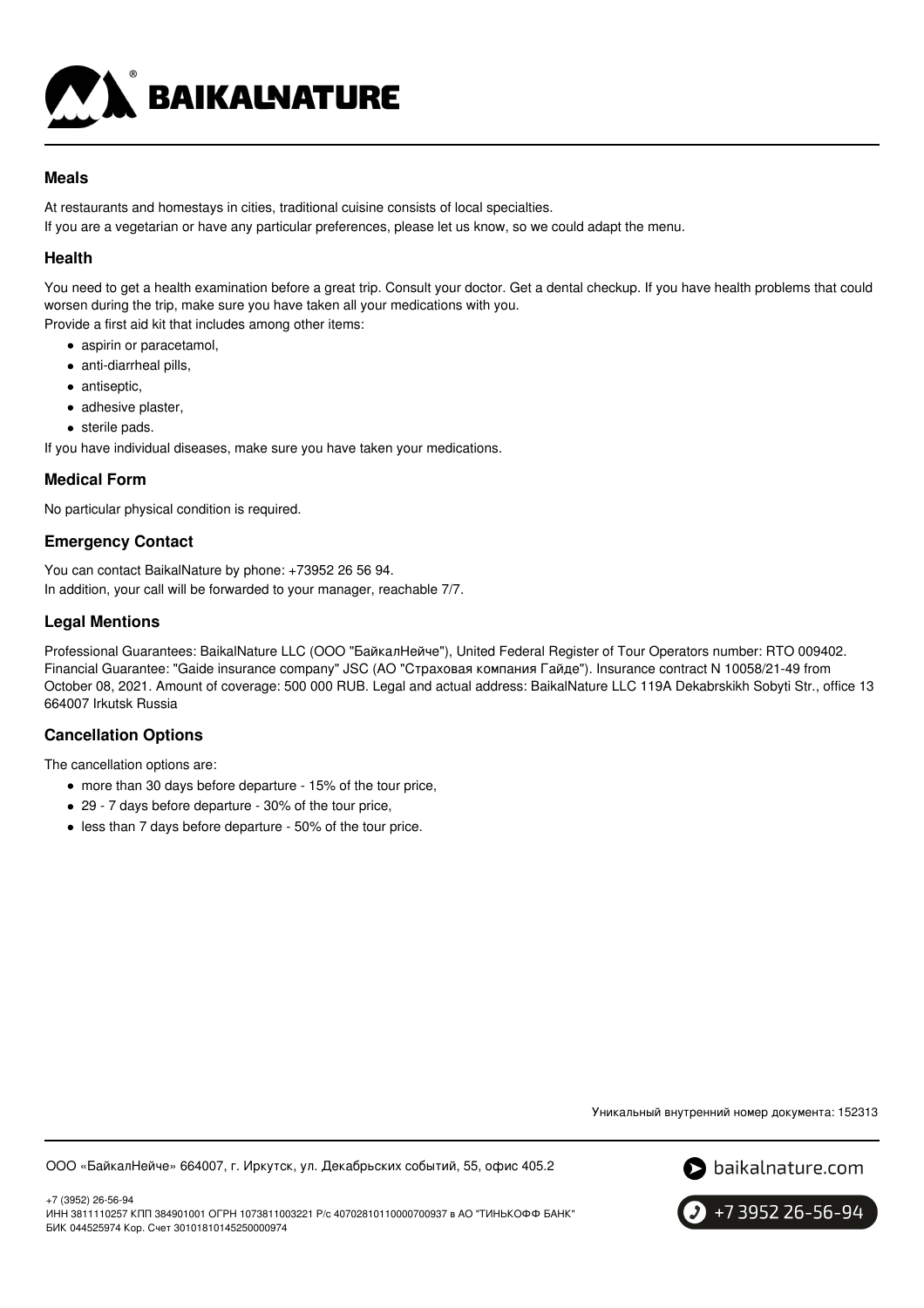### Meals

At restaurants and homestays in cities, traditional cuisine consists of local specialties.
If you are a vegetarian or have any particular preferences, please let us know, so we could adapt the menu.

### Health

You need to get a health examination before a great trip. Consult your doctor. Get a dental checkup. If you have health problems that could worsen during the trip, make sure you have taken all your medications with you.
Provide a first aid kit that includes among other items:

- aspirin or paracetamol,
- anti-diarrheal pills,
- antiseptic,
- adhesive plaster,
- sterile pads.

If you have individual diseases, make sure you have taken your medications.

### Medical Form

No particular physical condition is required.

### Emergency Contact

You can contact BaikalNature by phone: +73952 26 56 94.
In addition, your call will be forwarded to your manager, reachable 7/7.

### Legal Mentions

Professional Guarantees: BaikalNature LLC (ООО "БайкалНейче"), United Federal Register of Tour Operators number: RTO 009402. Financial Guarantee: "Gaide insurance company" JSC (АО "Страховая компания Гайде"). Insurance contract N 10058/21-49 from October 08, 2021. Amount of coverage: 500 000 RUB. Legal and actual address: BaikalNature LLC 119A Dekabrskikh Sobyti Str., office 13 664007 Irkutsk Russia

### Cancellation Options

The cancellation options are:

- more than 30 days before departure - 15% of the tour price,
- 29 - 7 days before departure - 30% of the tour price,
- less than 7 days before departure - 50% of the tour price.

Уникальный внутренний номер документа: 152313